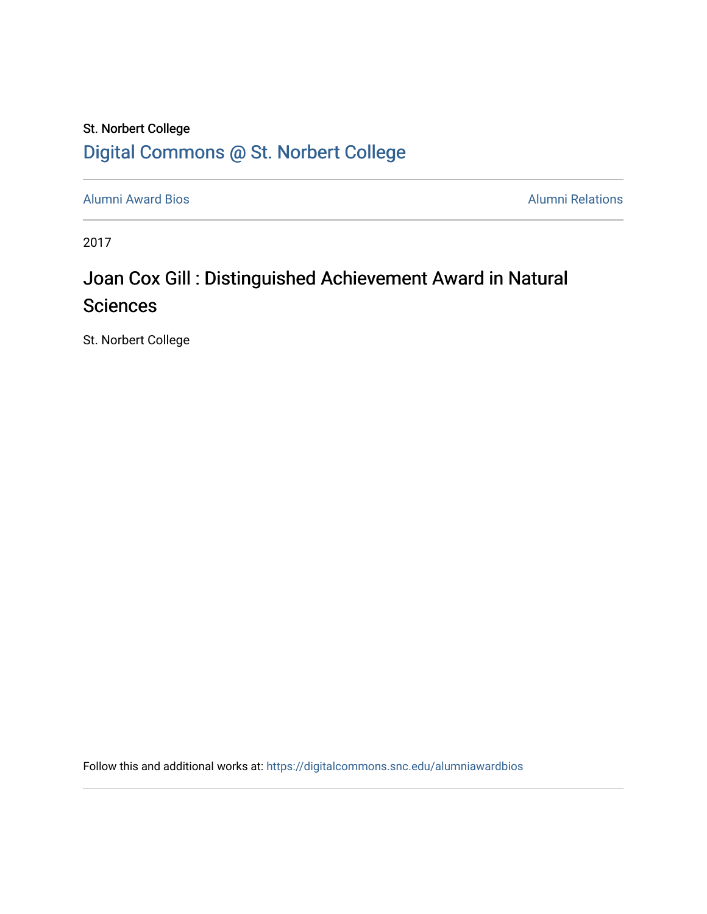St. Norbert College

Digital Commons @ St. Norbert College

Alumni Award Bios | Alumni Relations

2017

# Joan Cox Gill : Distinguished Achievement Award in Natural Sciences

St. Norbert College

Follow this and additional works at: https://digitalcommons.snc.edu/alumniawardbios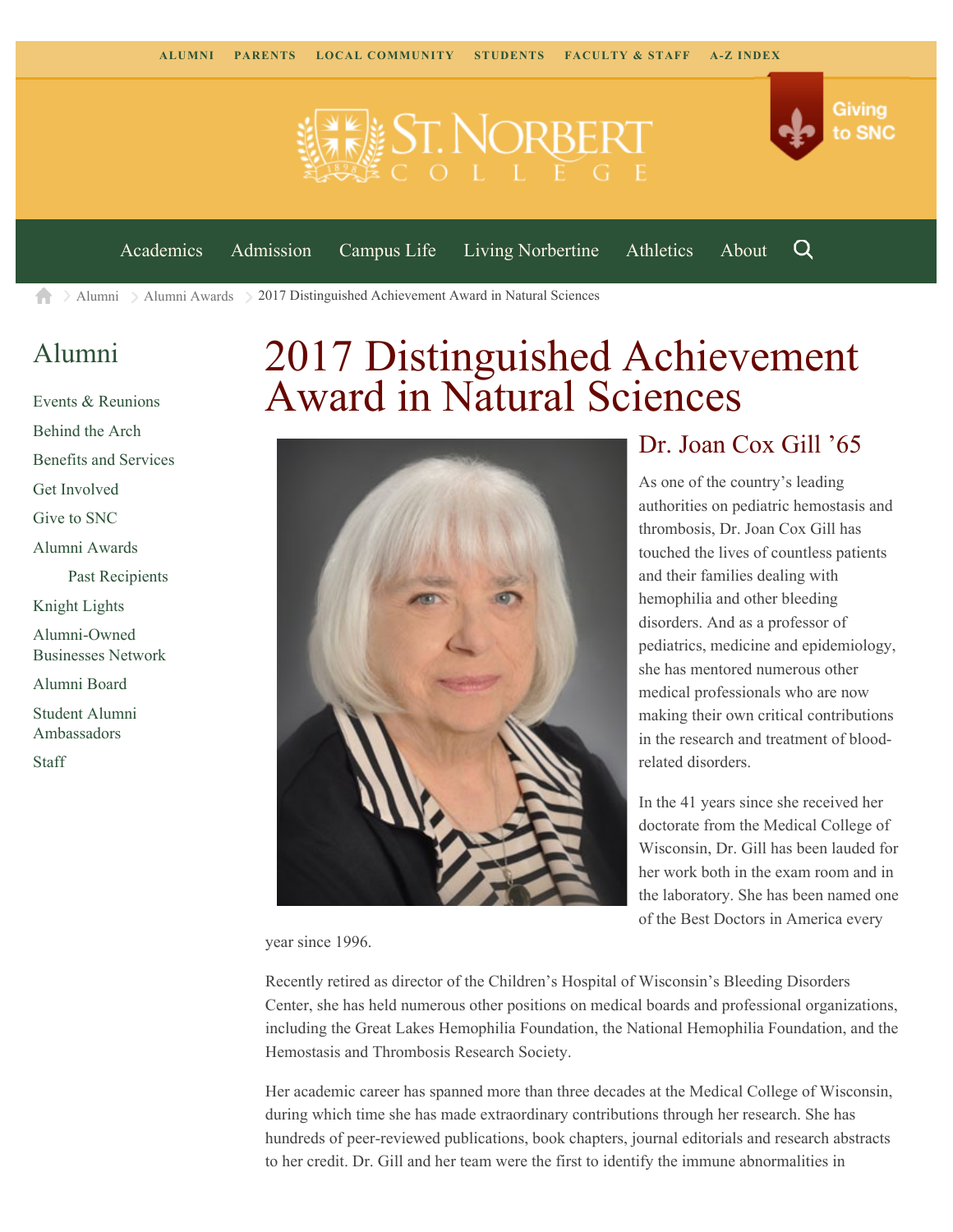ALUMNI PARENTS LOCAL COMMUNITY STUDENTS FACULTY & STAFF A-Z INDEX

Giving to SNC

Academics Admission Campus Life Living Norbertine Athletics About

Alumni > Alumni Awards > 2017 Distinguished Achievement Award in Natural Sciences

## Alumni

- Events & Reunions
- Behind the Arch
- Benefits and Services
- Get Involved
- Give to SNC
- Alumni Awards
  - Past Recipients
- Knight Lights
- Alumni-Owned Businesses Network
- Alumni Board
- Student Alumni Ambassadors
- Staff

# 2017 Distinguished Achievement Award in Natural Sciences

## Dr. Joan Cox Gill '65

As one of the country's leading authorities on pediatric hemostasis and thrombosis, Dr. Joan Cox Gill has touched the lives of countless patients and their families dealing with hemophilia and other bleeding disorders. And as a professor of pediatrics, medicine and epidemiology, she has mentored numerous other medical professionals who are now making their own critical contributions in the research and treatment of blood-related disorders.

In the 41 years since she received her doctorate from the Medical College of Wisconsin, Dr. Gill has been lauded for her work both in the exam room and in the laboratory. She has been named one of the Best Doctors in America every year since 1996.

Recently retired as director of the Children's Hospital of Wisconsin's Bleeding Disorders Center, she has held numerous other positions on medical boards and professional organizations, including the Great Lakes Hemophilia Foundation, the National Hemophilia Foundation, and the Hemostasis and Thrombosis Research Society.

Her academic career has spanned more than three decades at the Medical College of Wisconsin, during which time she has made extraordinary contributions through her research. She has hundreds of peer-reviewed publications, book chapters, journal editorials and research abstracts to her credit. Dr. Gill and her team were the first to identify the immune abnormalities in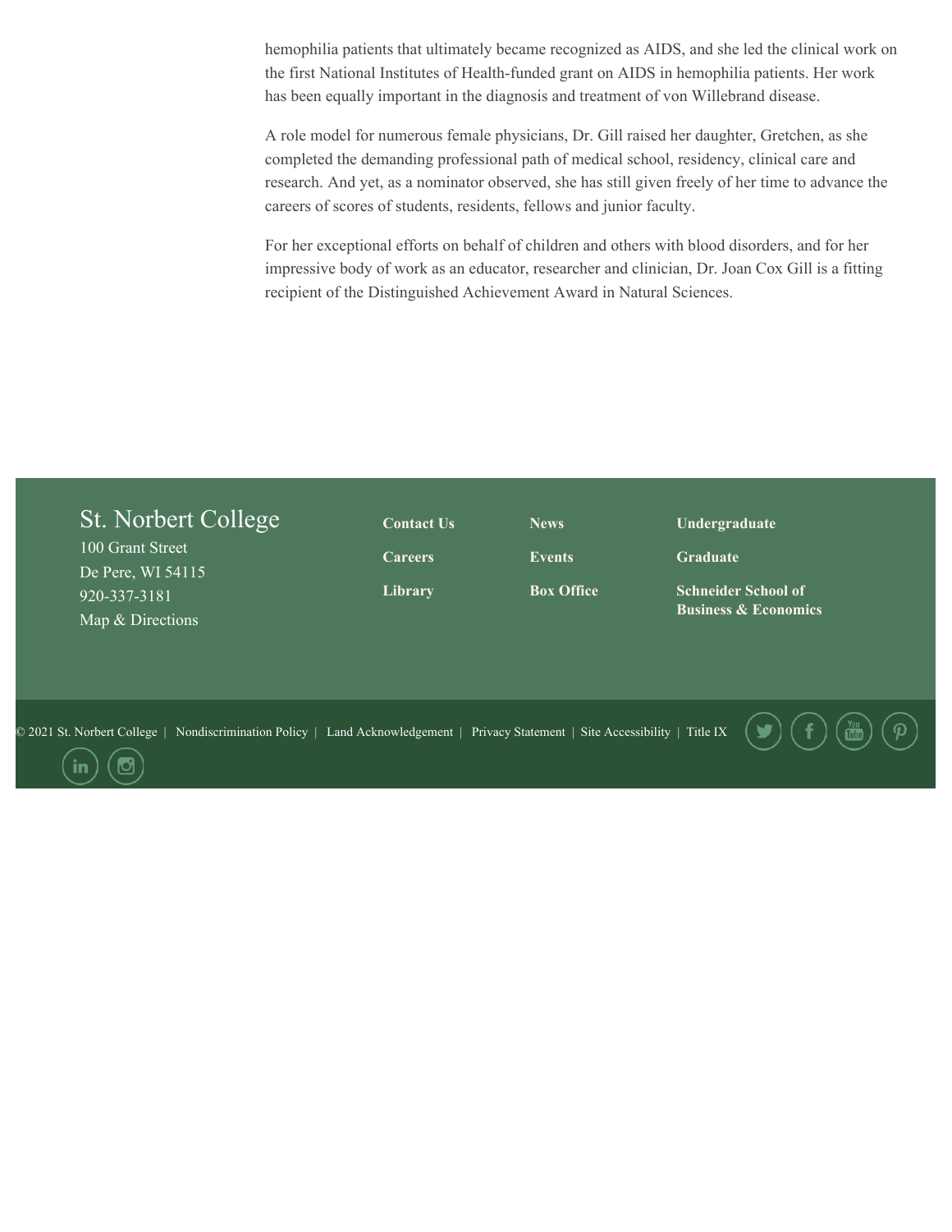hemophilia patients that ultimately became recognized as AIDS, and she led the clinical work on the first National Institutes of Health-funded grant on AIDS in hemophilia patients. Her work has been equally important in the diagnosis and treatment of von Willebrand disease.

A role model for numerous female physicians, Dr. Gill raised her daughter, Gretchen, as she completed the demanding professional path of medical school, residency, clinical care and research. And yet, as a nominator observed, she has still given freely of her time to advance the careers of scores of students, residents, fellows and junior faculty.

For her exceptional efforts on behalf of children and others with blood disorders, and for her impressive body of work as an educator, researcher and clinician, Dr. Joan Cox Gill is a fitting recipient of the Distinguished Achievement Award in Natural Sciences.

St. Norbert College
100 Grant Street
De Pere, WI 54115
920-337-3181
Map & Directions

**Contact Us**
**Careers**
**Library**

**News**
**Events**
**Box Office**

**Undergraduate**
**Graduate**
**Schneider School of Business & Economics**

© 2021 St. Norbert College | Nondiscrimination Policy | Land Acknowledgement | Privacy Statement | Site Accessibility | Title IX